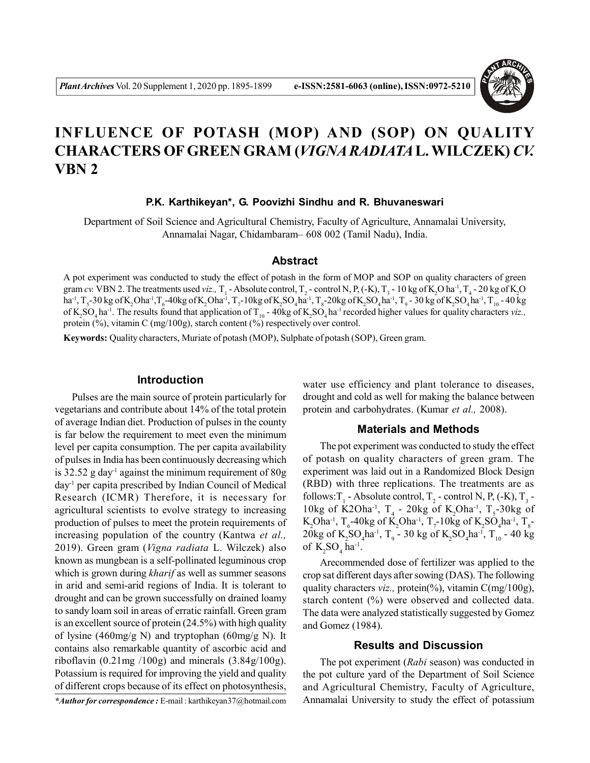# INFLUENCE OF POTASH (MOP) AND (SOP) ON QUALITY CHARACTERS OF GREEN GRAM (*VIGNA RADIATA* L. WILCZEK) *CV.* VBN 2

**P.K. Karthikeyan\*, G. Poovizhi Sindhu and R. Bhuvaneswari**

Department of Soil Science and Agricultural Chemistry, Faculty of Agriculture, Annamalai University, Annamalai Nagar, Chidambaram– 608 002 (Tamil Nadu), India.

## Abstract

A pot experiment was conducted to study the effect of potash in the form of MOP and SOP on quality characters of green gram *cv.* VBN 2. The treatments used *viz.,* $T_1$ - Absolute control, $T_2$ - control N, P, (-K), $T_3$ - 10 kg of $K_2O$ ha$^{-1}$, $T_4$ - 20 kg of $K_2O$ ha$^{-1}$, $T_5$-30 kg of $K_2O$ha$^{-1}$,$T_6$-40kg of $K_2O$ha$^{-1}$, $T_7$-10kg of $K_2SO_4$ ha$^{-1}$, $T_8$-20kg of $K_2SO_4$ ha$^{-1}$, $T_9$ - 30 kg of $K_2SO_4$ ha$^{-1}$, $T_{10}$ - 40 kg of $K_2SO_4$ ha$^{-1}$. The results found that application of $T_{10}$ - 40kg of $K_2SO_4$ ha$^{-1}$ recorded higher values for quality characters *viz.,* protein (%), vitamin C (mg/100g), starch content (%) respectively over control.

**Keywords:** Quality characters, Muriate of potash (MOP), Sulphate of potash (SOP), Green gram.

## Introduction

Pulses are the main source of protein particularly for vegetarians and contribute about 14% of the total protein of average Indian diet. Production of pulses in the county is far below the requirement to meet even the minimum level per capita consumption. The per capita availability of pulses in India has been continuously decreasing which is 32.52 g day$^{-1}$ against the minimum requirement of 80g day$^{-1}$ per capita prescribed by Indian Council of Medical Research (ICMR) Therefore, it is necessary for agricultural scientists to evolve strategy to increasing production of pulses to meet the protein requirements of increasing population of the country (Kantwa *et al.,* 2019). Green gram (*Vigna radiata* L. Wilczek) also known as mungbean is a self-pollinated leguminous crop which is grown during *kharif* as well as summer seasons in arid and semi-arid regions of India. It is tolerant to drought and can be grown successfully on drained loamy to sandy loam soil in areas of erratic rainfall. Green gram is an excellent source of protein (24.5%) with high quality of lysine (460mg/g N) and tryptophan (60mg/g N). It contains also remarkable quantity of ascorbic acid and riboflavin (0.21mg /100g) and minerals (3.84g/100g). Potassium is required for improving the yield and quality of different crops because of its effect on photosynthesis, water use efficiency and plant tolerance to diseases, drought and cold as well for making the balance between protein and carbohydrates. (Kumar *et al.,* 2008).

## Materials and Methods

The pot experiment was conducted to study the effect of potash on quality characters of green gram. The experiment was laid out in a Randomized Block Design (RBD) with three replications. The treatments are as follows:$T_1$ - Absolute control, $T_2$ - control N, P, (-K), $T_3$ - 10kg of K2Oha$^{-1}$, $T_4$ - 20kg of $K_2O$ha$^{-1}$, $T_5$-30kg of $K_2O$ha$^{-1}$, $T_6$-40kg of $K_2O$ha$^{-1}$, $T_7$-10kg of $K_2SO_4$ha$^{-1}$, $T_8$-20kg of $K_2SO_4$ha$^{-1}$, $T_9$ - 30 kg of $K_2SO_4$ha$^{-1}$, $T_{10}$ - 40 kg of $K_2SO_4$ ha$^{-1}$.

Arecommended dose of fertilizer was applied to the crop sat different days after sowing (DAS). The following quality characters *viz.,* protein(%), vitamin C(mg/100g), starch content (%) were observed and collected data. The data were analyzed statistically suggested by Gomez and Gomez (1984).

## Results and Discussion

The pot experiment (*Rabi* season) was conducted in the pot culture yard of the Department of Soil Science and Agricultural Chemistry, Faculty of Agriculture, Annamalai University to study the effect of potassium

*\*Author for correspondence :* E-mail : karthikeyan37@hotmail.com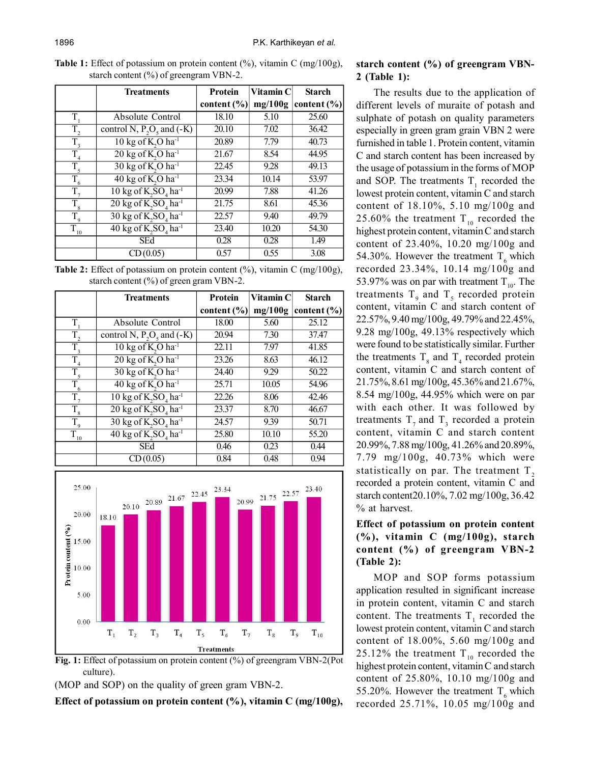**Table 1:** Effect of potassium on protein content (%), vitamin C (mg/100g), starch content (%) of greengram VBN-2.

| | Treatments | Protein content (%) | Vitamin C mg/100g | Starch content (%) |
|---|---|---|---|---|
| $T_1$ | Absolute Control | 18.10 | 5.10 | 25.60 |
| $T_2$ | control N, $P_2O_5$ and (-K) | 20.10 | 7.02 | 36.42 |
| $T_3$ | 10 kg of $K_2O$ $ha^{-1}$ | 20.89 | 7.79 | 40.73 |
| $T_4$ | 20 kg of $K_2O$ $ha^{-1}$ | 21.67 | 8.54 | 44.95 |
| $T_5$ | 30 kg of $K_2O$ $ha^{-1}$ | 22.45 | 9.28 | 49.13 |
| $T_6$ | 40 kg of $K_2O$ $ha^{-1}$ | 23.34 | 10.14 | 53.97 |
| $T_7$ | 10 kg of $K_2SO_4$ $ha^{-1}$ | 20.99 | 7.88 | 41.26 |
| $T_8$ | 20 kg of $K_2SO_4$ $ha^{-1}$ | 21.75 | 8.61 | 45.36 |
| $T_9$ | 30 kg of $K_2SO_4$ $ha^{-1}$ | 22.57 | 9.40 | 49.79 |
| $T_{10}$ | 40 kg of $K_2SO_4$ $ha^{-1}$ | 23.40 | 10.20 | 54.30 |
| | SEd | 0.28 | 0.28 | 1.49 |
| | CD (0.05) | 0.57 | 0.55 | 3.08 |

**Table 2:** Effect of potassium on protein content (%), vitamin C (mg/100g), starch content (%) of green gram VBN-2.

| | Treatments | Protein content (%) | Vitamin C mg/100g | Starch content (%) |
|---|---|---|---|---|
| $T_1$ | Absolute Control | 18.00 | 5.60 | 25.12 |
| $T_2$ | control N, $P_2O_5$ and (-K) | 20.94 | 7.30 | 37.47 |
| $T_3$ | 10 kg of $K_2O$ $ha^{-1}$ | 22.11 | 7.97 | 41.85 |
| $T_4$ | 20 kg of $K_2O$ $ha^{-1}$ | 23.26 | 8.63 | 46.12 |
| $T_5$ | 30 kg of $K_2O$ $ha^{-1}$ | 24.40 | 9.29 | 50.22 |
| $T_6$ | 40 kg of $K_2O$ $ha^{-1}$ | 25.71 | 10.05 | 54.96 |
| $T_7$ | 10 kg of $K_2SO_4$ $ha^{-1}$ | 22.26 | 8.06 | 42.46 |
| $T_8$ | 20 kg of $K_2SO_4$ $ha^{-1}$ | 23.37 | 8.70 | 46.67 |
| $T_9$ | 30 kg of $K_2SO_4$ $ha^{-1}$ | 24.57 | 9.39 | 50.71 |
| $T_{10}$ | 40 kg of $K_2SO_4$ $ha^{-1}$ | 25.80 | 10.10 | 55.20 |
| | SEd | 0.46 | 0.23 | 0.44 |
| | CD (0.05) | 0.84 | 0.48 | 0.94 |

**Fig. 1:** Effect of potassium on protein content (%) of greengram VBN-2(Pot culture).

(MOP and SOP) on the quality of green gram VBN-2.

**Effect of potassium on protein content (%), vitamin C (mg/100g), starch content (%) of greengram VBN-2 (Table 1):**

The results due to the application of different levels of muraite of potash and sulphate of potash on quality parameters especially in green gram grain VBN 2 were furnished in table 1. Protein content, vitamin C and starch content has been increased by the usage of potassium in the forms of MOP and SOP. The treatments $T_1$ recorded the lowest protein content, vitamin C and starch content of 18.10%, 5.10 mg/100g and 25.60% the treatment $T_{10}$ recorded the highest protein content, vitamin C and starch content of 23.40%, 10.20 mg/100g and 54.30%. However the treatment $T_6$ which recorded 23.34%, 10.14 mg/100g and 53.97% was on par with treatment $T_{10}$. The treatments $T_9$ and $T_5$ recorded protein content, vitamin C and starch content of 22.57%, 9.40 mg/100g, 49.79% and 22.45%, 9.28 mg/100g, 49.13% respectively which were found to be statistically similar. Further the treatments $T_8$ and $T_4$ recorded protein content, vitamin C and starch content of 21.75%, 8.61 mg/100g, 45.36% and 21.67%, 8.54 mg/100g, 44.95% which were on par with each other. It was followed by treatments $T_7$ and $T_3$ recorded a protein content, vitamin C and starch content 20.99%, 7.88 mg/100g, 41.26% and 20.89%, 7.79 mg/100g, 40.73% which were statistically on par. The treatment $T_2$ recorded a protein content, vitamin C and starch content20.10%, 7.02 mg/100g, 36.42 % at harvest.

**Effect of potassium on protein content (%), vitamin C (mg/100g), starch content (%) of greengram VBN-2 (Table 2):**

MOP and SOP forms potassium application resulted in significant increase in protein content, vitamin C and starch content. The treatments $T_1$ recorded the lowest protein content, vitamin C and starch content of 18.00%, 5.60 mg/100g and 25.12% the treatment $T_{10}$ recorded the highest protein content, vitamin C and starch content of 25.80%, 10.10 mg/100g and 55.20%. However the treatment $T_6$ which recorded 25.71%, 10.05 mg/100g and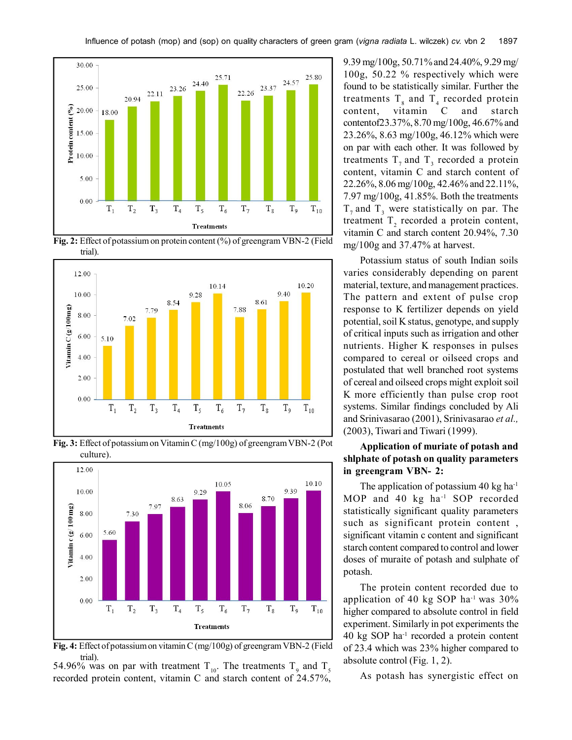Fig. 2: Effect of potassium on protein content (%) of greengram VBN-2 (Field trial).

Fig. 3: Effect of potassium on Vitamin C (mg/100g) of greengram VBN-2 (Pot culture).

Fig. 4: Effect of potassium on vitamin C (mg/100g) of greengram VBN-2 (Field trial).

54.96% was on par with treatment $T_{10}$. The treatments $T_9$ and $T_5$ recorded protein content, vitamin C and starch content of 24.57%, 9.39 mg/100g, 50.71% and 24.40%, 9.29 mg/100g, 50.22 % respectively which were found to be statistically similar. Further the treatments $T_8$ and $T_4$ recorded protein content, vitamin C and starch contentof23.37%, 8.70 mg/100g, 46.67% and 23.26%, 8.63 mg/100g, 46.12% which were on par with each other. It was followed by treatments $T_7$ and $T_3$ recorded a protein content, vitamin C and starch content of 22.26%, 8.06 mg/100g, 42.46% and 22.11%, 7.97 mg/100g, 41.85%. Both the treatments $T_7$ and $T_3$ were statistically on par. The treatment $T_2$ recorded a protein content, vitamin C and starch content 20.94%, 7.30 mg/100g and 37.47% at harvest.

Potassium status of south Indian soils varies considerably depending on parent material, texture, and management practices. The pattern and extent of pulse crop response to K fertilizer depends on yield potential, soil K status, genotype, and supply of critical inputs such as irrigation and other nutrients. Higher K responses in pulses compared to cereal or oilseed crops and postulated that well branched root systems of cereal and oilseed crops might exploit soil K more efficiently than pulse crop root systems. Similar findings concluded by Ali and Srinivasarao (2001), Srinivasarao *et al.,* (2003), Tiwari and Tiwari (1999).

### Application of muriate of potash and shlphate of potash on quality parameters in greengram VBN- 2:

The application of potassium 40 kg ha$^{-1}$ MOP and 40 kg ha$^{-1}$ SOP recorded statistically significant quality parameters such as significant protein content , significant vitamin c content and significant starch content compared to control and lower doses of muraite of potash and sulphate of potash.

The protein content recorded due to application of 40 kg SOP ha$^{-1}$ was 30% higher compared to absolute control in field experiment. Similarly in pot experiments the 40 kg SOP ha$^{-1}$ recorded a protein content of 23.4 which was 23% higher compared to absolute control (Fig. 1, 2).

As potash has synergistic effect on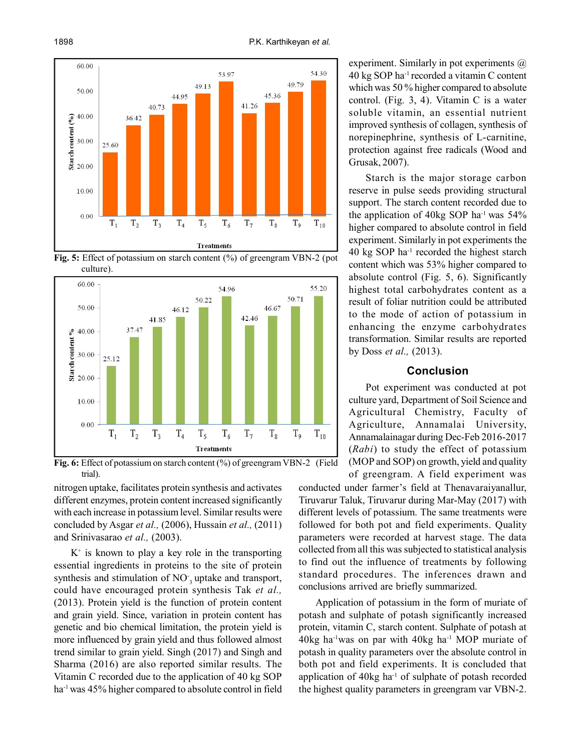Fig. 5: Effect of potassium on starch content (%) of greengram VBN-2 (pot culture).

Fig. 6: Effect of potassium on starch content (%) of greengram VBN-2 (Field trial).

nitrogen uptake, facilitates protein synthesis and activates different enzymes, protein content increased significantly with each increase in potassium level. Similar results were concluded by Asgar *et al.,* (2006), Hussain *et al.,* (2011) and Srinivasarao *et al.,* (2003).

$K^+$ is known to play a key role in the transporting essential ingredients in proteins to the site of protein synthesis and stimulation of $NO_3^-$ uptake and transport, could have encouraged protein synthesis Tak *et al.,* (2013). Protein yield is the function of protein content and grain yield. Since, variation in protein content has genetic and bio chemical limitation, the protein yield is more influenced by grain yield and thus followed almost trend similar to grain yield. Singh (2017) and Singh and Sharma (2016) are also reported similar results. The Vitamin C recorded due to the application of 40 kg SOP $ha^{-1}$ was 45% higher compared to absolute control in field experiment. Similarly in pot experiments @ 40 kg SOP $ha^{-1}$ recorded a vitamin C content which was 50 % higher compared to absolute control. (Fig. 3, 4). Vitamin C is a water soluble vitamin, an essential nutrient improved synthesis of collagen, synthesis of norepinephrine, synthesis of L-carnitine, protection against free radicals (Wood and Grusak, 2007).

Starch is the major storage carbon reserve in pulse seeds providing structural support. The starch content recorded due to the application of 40kg SOP $ha^{-1}$ was 54% higher compared to absolute control in field experiment. Similarly in pot experiments the 40 kg SOP $ha^{-1}$ recorded the highest starch content which was 53% higher compared to absolute control (Fig. 5, 6). Significantly highest total carbohydrates content as a result of foliar nutrition could be attributed to the mode of action of potassium in enhancing the enzyme carbohydrates transformation. Similar results are reported by Doss *et al.,* (2013).

## Conclusion

Pot experiment was conducted at pot culture yard, Department of Soil Science and Agricultural Chemistry, Faculty of Agriculture, Annamalai University, Annamalainagar during Dec-Feb 2016-2017 (*Rabi*) to study the effect of potassium (MOP and SOP) on growth, yield and quality of greengram. A field experiment was conducted under farmer's field at Thenavaraiyanallur, Tiruvarur Taluk, Tiruvarur during Mar-May (2017) with different levels of potassium. The same treatments were followed for both pot and field experiments. Quality parameters were recorded at harvest stage. The data collected from all this was subjected to statistical analysis to find out the influence of treatments by following standard procedures. The inferences drawn and conclusions arrived are briefly summarized.

Application of potassium in the form of muriate of potash and sulphate of potash significantly increased protein, vitamin C, starch content. Sulphate of potash at 40kg $ha^{-1}$was on par with 40kg $ha^{-1}$ MOP muriate of potash in quality parameters over the absolute control in both pot and field experiments. It is concluded that application of 40kg $ha^{-1}$ of sulphate of potash recorded the highest quality parameters in greengram var VBN-2.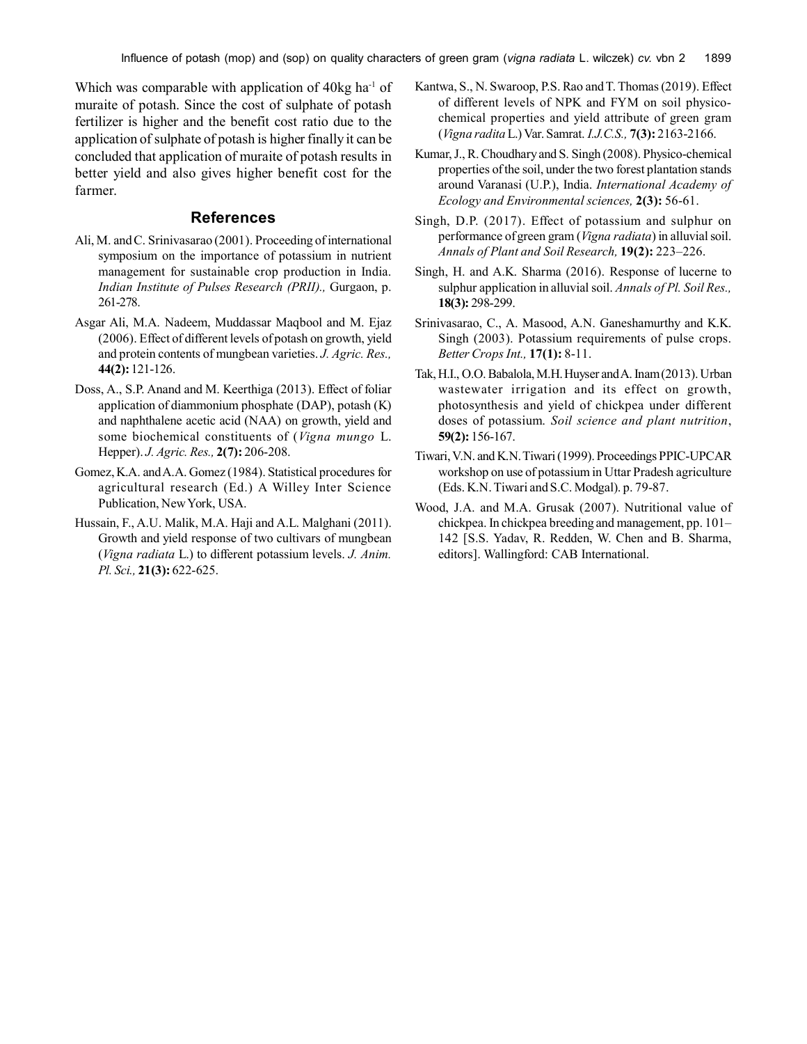Which was comparable with application of 40kg ha$^{-1}$ of muraite of potash. Since the cost of sulphate of potash fertilizer is higher and the benefit cost ratio due to the application of sulphate of potash is higher finally it can be concluded that application of muraite of potash results in better yield and also gives higher benefit cost for the farmer.

## References

Ali, M. and C. Srinivasarao (2001). Proceeding of international symposium on the importance of potassium in nutrient management for sustainable crop production in India. *Indian Institute of Pulses Research (PRII).,* Gurgaon, p. 261-278.

Asgar Ali, M.A. Nadeem, Muddassar Maqbool and M. Ejaz (2006). Effect of different levels of potash on growth, yield and protein contents of mungbean varieties. *J. Agric. Res.,* **44(2):** 121-126.

Doss, A., S.P. Anand and M. Keerthiga (2013). Effect of foliar application of diammonium phosphate (DAP), potash (K) and naphthalene acetic acid (NAA) on growth, yield and some biochemical constituents of (*Vigna mungo* L. Hepper). *J. Agric. Res.,* **2(7):** 206-208.

Gomez, K.A. and A.A. Gomez (1984). Statistical procedures for agricultural research (Ed.) A Willey Inter Science Publication, New York, USA.

Hussain, F., A.U. Malik, M.A. Haji and A.L. Malghani (2011). Growth and yield response of two cultivars of mungbean (*Vigna radiata* L.) to different potassium levels. *J. Anim. Pl. Sci.,* **21(3):** 622-625.

Kantwa, S., N. Swaroop, P.S. Rao and T. Thomas (2019). Effect of different levels of NPK and FYM on soil physico-chemical properties and yield attribute of green gram (*Vigna radita* L.) Var. Samrat. *I.J.C.S.,* **7(3):** 2163-2166.

Kumar, J., R. Choudhary and S. Singh (2008). Physico-chemical properties of the soil, under the two forest plantation stands around Varanasi (U.P.), India. *International Academy of Ecology and Environmental sciences,* **2(3):** 56-61.

Singh, D.P. (2017). Effect of potassium and sulphur on performance of green gram (*Vigna radiata*) in alluvial soil. *Annals of Plant and Soil Research,* **19(2):** 223–226.

Singh, H. and A.K. Sharma (2016). Response of lucerne to sulphur application in alluvial soil. *Annals of Pl. Soil Res.,* **18(3):** 298-299.

Srinivasarao, C., A. Masood, A.N. Ganeshamurthy and K.K. Singh (2003). Potassium requirements of pulse crops. *Better Crops Int.,* **17(1):** 8-11.

Tak, H.I., O.O. Babalola, M.H. Huyser and A. Inam (2013). Urban wastewater irrigation and its effect on growth, photosynthesis and yield of chickpea under different doses of potassium. *Soil science and plant nutrition*, **59(2):** 156-167.

Tiwari, V.N. and K.N. Tiwari (1999). Proceedings PPIC-UPCAR workshop on use of potassium in Uttar Pradesh agriculture (Eds. K.N. Tiwari and S.C. Modgal). p. 79-87.

Wood, J.A. and M.A. Grusak (2007). Nutritional value of chickpea. In chickpea breeding and management, pp. 101–142 [S.S. Yadav, R. Redden, W. Chen and B. Sharma, editors]. Wallingford: CAB International.